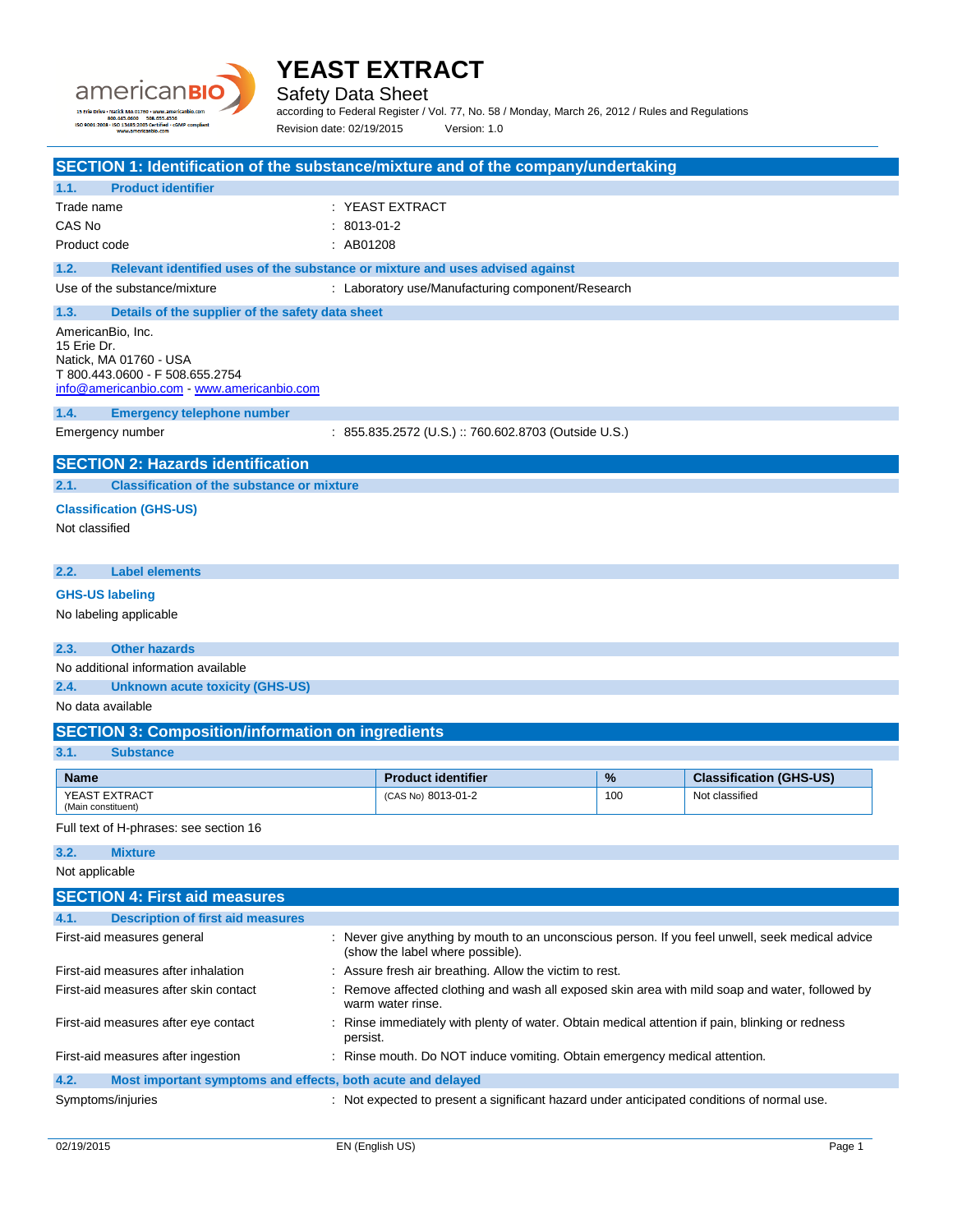# YEAST EXTRACT

## Safety Data Sheet

according to Federal Register / Vol. 77, No. 58 / Monday, March 26, 2012 / Rules and Regulations

Revision date: 02/19/2015 Version: 1.0

## SECTION 1: Identification of the substance/mixture and of the company/undertaking

### 1.1. Product identifier

Trade name : YEAST EXTRACT

CAS No : 8013-01-2

Product code : AB01208

### 1.2. Relevant identified uses of the substance or mixture and uses advised against

Use of the substance/mixture : Laboratory use/Manufacturing component/Research

### 1.3. Details of the supplier of the safety data sheet

AmericanBio, Inc.
15 Erie Dr.
Natick, MA 01760 - USA
T 800.443.0600 - F 508.655.2754
info@americanbio.com - www.americanbio.com

### 1.4. Emergency telephone number

Emergency number : 855.835.2572 (U.S.) :: 760.602.8703 (Outside U.S.)

## SECTION 2: Hazards identification

### 2.1. Classification of the substance or mixture

**Classification (GHS-US)**

Not classified

### 2.2. Label elements

**GHS-US labeling**

No labeling applicable

### 2.3. Other hazards

No additional information available

### 2.4. Unknown acute toxicity (GHS-US)

No data available

## SECTION 3: Composition/information on ingredients

### 3.1. Substance

| Name | Product identifier | % | Classification (GHS-US) |
|---|---|---|---|
| YEAST EXTRACT (Main constituent) | (CAS No) 8013-01-2 | 100 | Not classified |

Full text of H-phrases: see section 16

### 3.2. Mixture

Not applicable

## SECTION 4: First aid measures

### 4.1. Description of first aid measures

First-aid measures general : Never give anything by mouth to an unconscious person. If you feel unwell, seek medical advice (show the label where possible).

First-aid measures after inhalation : Assure fresh air breathing. Allow the victim to rest.

First-aid measures after skin contact : Remove affected clothing and wash all exposed skin area with mild soap and water, followed by warm water rinse.

First-aid measures after eye contact : Rinse immediately with plenty of water. Obtain medical attention if pain, blinking or redness persist.

First-aid measures after ingestion : Rinse mouth. Do NOT induce vomiting. Obtain emergency medical attention.

### 4.2. Most important symptoms and effects, both acute and delayed

Symptoms/injuries : Not expected to present a significant hazard under anticipated conditions of normal use.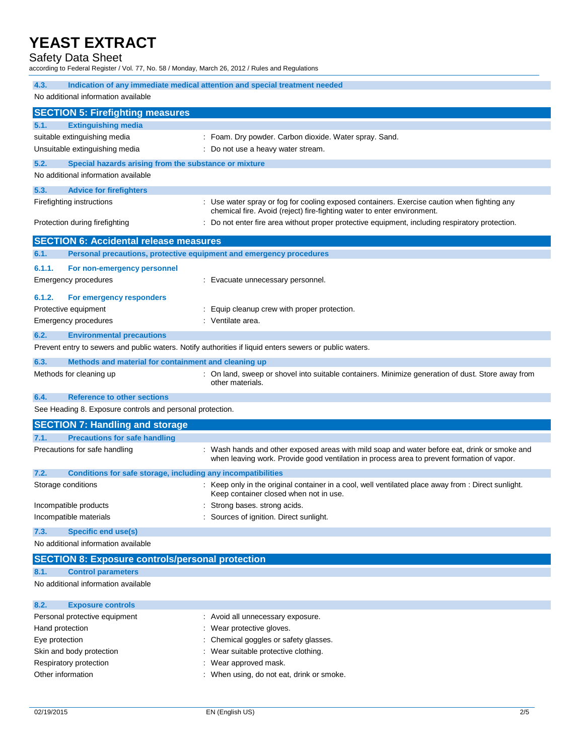### 4.3. Indication of any immediate medical attention and special treatment needed

No additional information available

## SECTION 5: Firefighting measures

### 5.1. Extinguishing media

| | |
|---|---|
| suitable extinguishing media | : Foam. Dry powder. Carbon dioxide. Water spray. Sand. |
| Unsuitable extinguishing media | : Do not use a heavy water stream. |

### 5.2. Special hazards arising from the substance or mixture

No additional information available

### 5.3. Advice for firefighters

| | |
|---|---|
| Firefighting instructions | : Use water spray or fog for cooling exposed containers. Exercise caution when fighting any chemical fire. Avoid (reject) fire-fighting water to enter environment. |
| Protection during firefighting | : Do not enter fire area without proper protective equipment, including respiratory protection. |

## SECTION 6: Accidental release measures

### 6.1. Personal precautions, protective equipment and emergency procedures

#### 6.1.1. For non-emergency personnel

| | |
|---|---|
| Emergency procedures | : Evacuate unnecessary personnel. |

#### 6.1.2. For emergency responders

| | |
|---|---|
| Protective equipment | : Equip cleanup crew with proper protection. |
| Emergency procedures | : Ventilate area. |

### 6.2. Environmental precautions

Prevent entry to sewers and public waters. Notify authorities if liquid enters sewers or public waters.

### 6.3. Methods and material for containment and cleaning up

| | |
|---|---|
| Methods for cleaning up | : On land, sweep or shovel into suitable containers. Minimize generation of dust. Store away from other materials. |

### 6.4. Reference to other sections

See Heading 8. Exposure controls and personal protection.

## SECTION 7: Handling and storage

### 7.1. Precautions for safe handling

| | |
|---|---|
| Precautions for safe handling | : Wash hands and other exposed areas with mild soap and water before eat, drink or smoke and when leaving work. Provide good ventilation in process area to prevent formation of vapor. |

### 7.2. Conditions for safe storage, including any incompatibilities

| | |
|---|---|
| Storage conditions | : Keep only in the original container in a cool, well ventilated place away from : Direct sunlight. Keep container closed when not in use. |
| Incompatible products | : Strong bases. strong acids. |
| Incompatible materials | : Sources of ignition. Direct sunlight. |

### 7.3. Specific end use(s)

No additional information available

## SECTION 8: Exposure controls/personal protection

### 8.1. Control parameters

No additional information available

### 8.2. Exposure controls

| | |
|---|---|
| Personal protective equipment | : Avoid all unnecessary exposure. |
| Hand protection | : Wear protective gloves. |
| Eye protection | : Chemical goggles or safety glasses. |
| Skin and body protection | : Wear suitable protective clothing. |
| Respiratory protection | : Wear approved mask. |
| Other information | : When using, do not eat, drink or smoke. |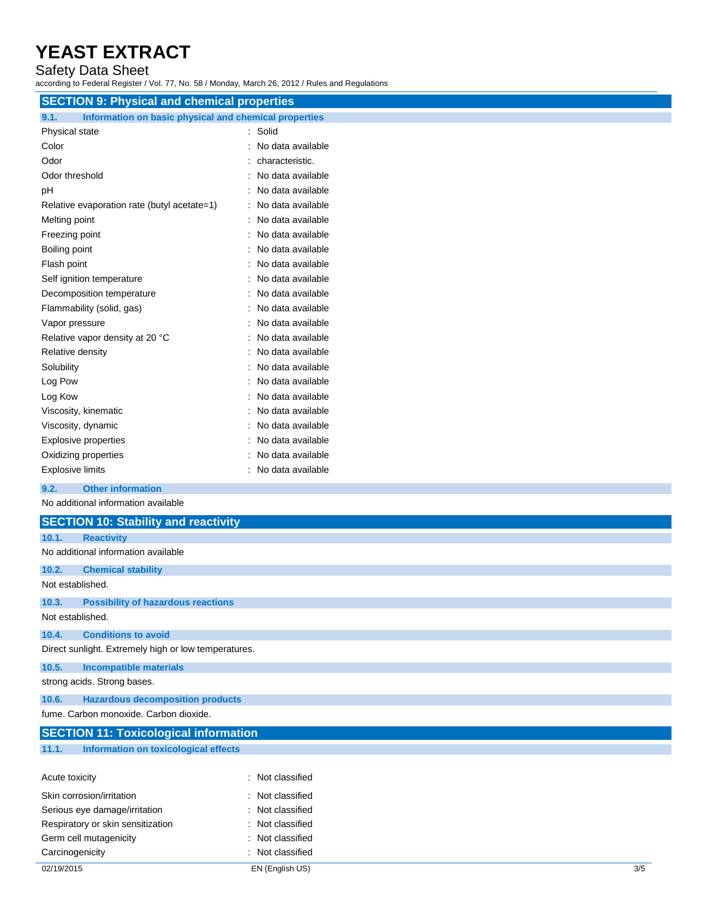## SECTION 9: Physical and chemical properties

### 9.1. Information on basic physical and chemical properties

| Property | Value |
|---|---|
| Physical state | : Solid |
| Color | : No data available |
| Odor | : characteristic. |
| Odor threshold | : No data available |
| pH | : No data available |
| Relative evaporation rate (butyl acetate=1) | : No data available |
| Melting point | : No data available |
| Freezing point | : No data available |
| Boiling point | : No data available |
| Flash point | : No data available |
| Self ignition temperature | : No data available |
| Decomposition temperature | : No data available |
| Flammability (solid, gas) | : No data available |
| Vapor pressure | : No data available |
| Relative vapor density at 20 °C | : No data available |
| Relative density | : No data available |
| Solubility | : No data available |
| Log Pow | : No data available |
| Log Kow | : No data available |
| Viscosity, kinematic | : No data available |
| Viscosity, dynamic | : No data available |
| Explosive properties | : No data available |
| Oxidizing properties | : No data available |
| Explosive limits | : No data available |

### 9.2. Other information

No additional information available

## SECTION 10: Stability and reactivity

### 10.1. Reactivity

No additional information available

### 10.2. Chemical stability

Not established.

### 10.3. Possibility of hazardous reactions

Not established.

### 10.4. Conditions to avoid

Direct sunlight. Extremely high or low temperatures.

### 10.5. Incompatible materials

strong acids. Strong bases.

### 10.6. Hazardous decomposition products

fume. Carbon monoxide. Carbon dioxide.

## SECTION 11: Toxicological information

### 11.1. Information on toxicological effects

| Effect | Classification |
|---|---|
| Acute toxicity | : Not classified |
| Skin corrosion/irritation | : Not classified |
| Serious eye damage/irritation | : Not classified |
| Respiratory or skin sensitization | : Not classified |
| Germ cell mutagenicity | : Not classified |
| Carcinogenicity | : Not classified |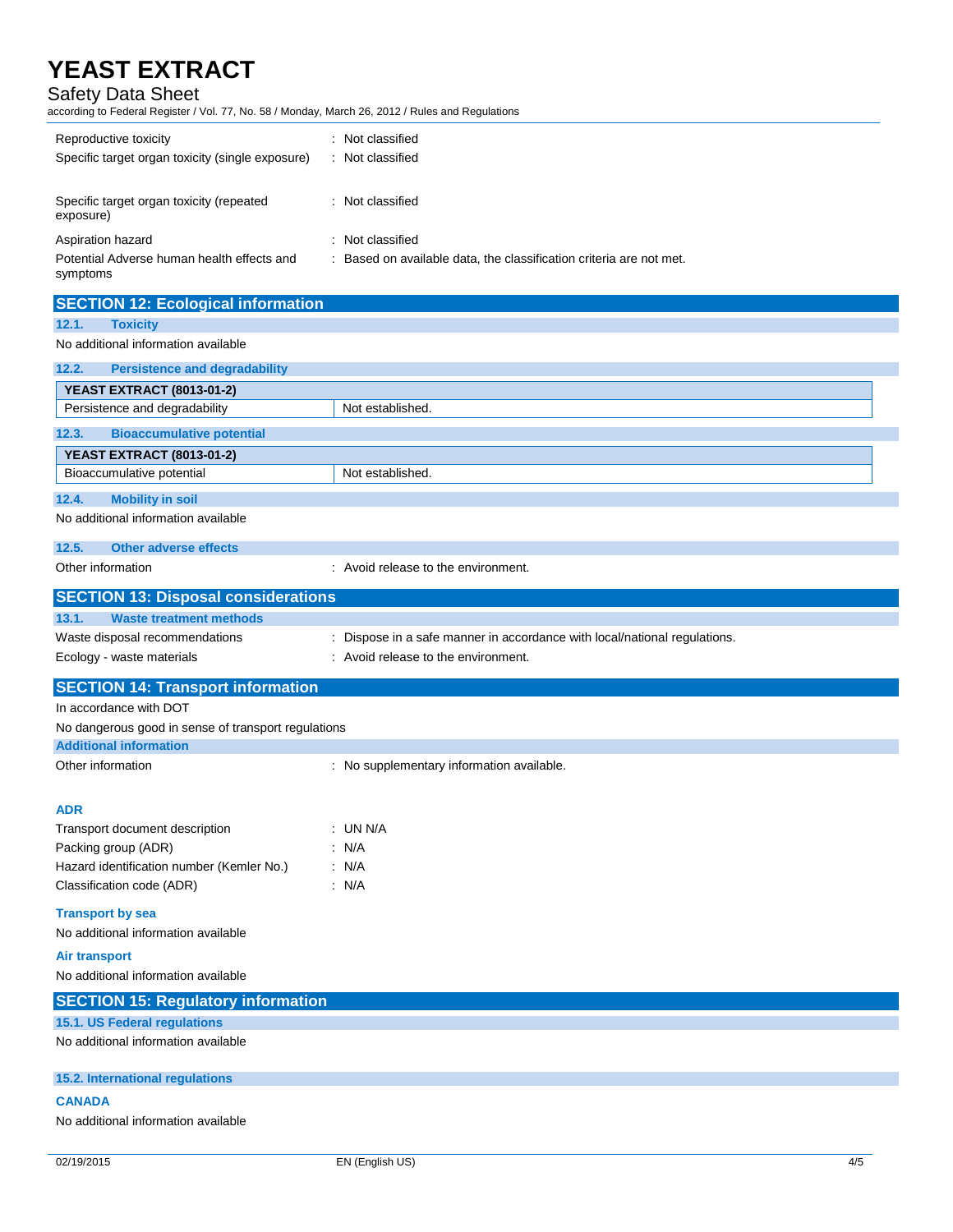Reproductive toxicity : Not classified

Specific target organ toxicity (single exposure) : Not classified

Specific target organ toxicity (repeated exposure) : Not classified

Aspiration hazard : Not classified

Potential Adverse human health effects and symptoms : Based on available data, the classification criteria are not met.

## SECTION 12: Ecological information

### 12.1. Toxicity

No additional information available

### 12.2. Persistence and degradability

| YEAST EXTRACT (8013-01-2) | |
|---|---|
| Persistence and degradability | Not established. |

### 12.3. Bioaccumulative potential

| YEAST EXTRACT (8013-01-2) | |
|---|---|
| Bioaccumulative potential | Not established. |

### 12.4. Mobility in soil

No additional information available

### 12.5. Other adverse effects

Other information : Avoid release to the environment.

## SECTION 13: Disposal considerations

### 13.1. Waste treatment methods

Waste disposal recommendations : Dispose in a safe manner in accordance with local/national regulations.

Ecology - waste materials : Avoid release to the environment.

## SECTION 14: Transport information

In accordance with DOT

No dangerous good in sense of transport regulations

### Additional information

Other information : No supplementary information available.

#### ADR

Transport document description : UN N/A

Packing group (ADR) : N/A

Hazard identification number (Kemler No.) : N/A

Classification code (ADR) : N/A

#### Transport by sea

No additional information available

#### Air transport

No additional information available

## SECTION 15: Regulatory information

### 15.1. US Federal regulations

No additional information available

### 15.2. International regulations

#### CANADA

No additional information available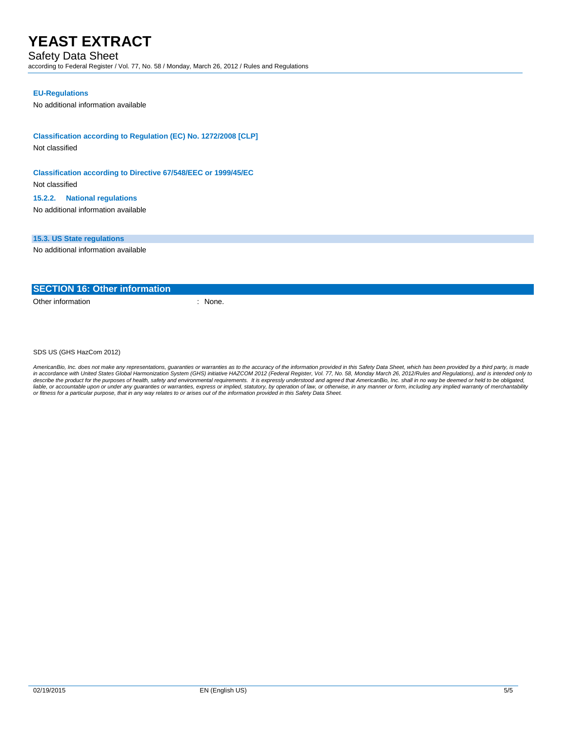### EU-Regulations

No additional information available

### Classification according to Regulation (EC) No. 1272/2008 [CLP]

Not classified

### Classification according to Directive 67/548/EEC or 1999/45/EC

Not classified

### 15.2.2. National regulations

No additional information available

### 15.3. US State regulations

No additional information available

## SECTION 16: Other information

Other information : None.

SDS US (GHS HazCom 2012)

*AmericanBio, Inc. does not make any representations, guaranties or warranties as to the accuracy of the information provided in this Safety Data Sheet, which has been provided by a third party, is made in accordance with United States Global Harmonization System (GHS) initiative HAZCOM 2012 (Federal Register, Vol. 77, No. 58, Monday March 26, 2012/Rules and Regulations), and is intended only to describe the product for the purposes of health, safety and environmental requirements. It is expressly understood and agreed that AmericanBio, Inc. shall in no way be deemed or held to be obligated, liable, or accountable upon or under any guaranties or warranties, express or implied, statutory, by operation of law, or otherwise, in any manner or form, including any implied warranty of merchantability or fitness for a particular purpose, that in any way relates to or arises out of the information provided in this Safety Data Sheet.*